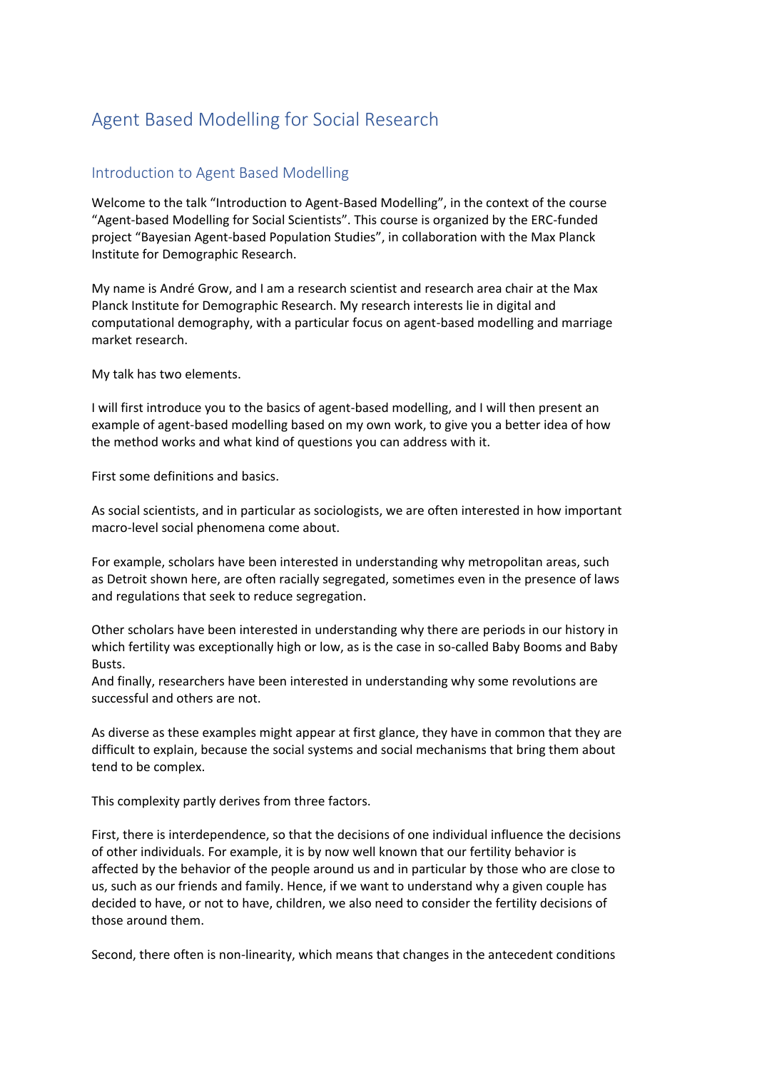# Agent Based Modelling for Social Research

## Introduction to Agent Based Modelling

Welcome to the talk "Introduction to Agent-Based Modelling", in the context of the course "Agent-based Modelling for Social Scientists". This course is organized by the ERC-funded project "Bayesian Agent-based Population Studies", in collaboration with the Max Planck Institute for Demographic Research.

My name is André Grow, and I am a research scientist and research area chair at the Max Planck Institute for Demographic Research. My research interests lie in digital and computational demography, with a particular focus on agent-based modelling and marriage market research.

My talk has two elements.

I will first introduce you to the basics of agent-based modelling, and I will then present an example of agent-based modelling based on my own work, to give you a better idea of how the method works and what kind of questions you can address with it.

First some definitions and basics.

As social scientists, and in particular as sociologists, we are often interested in how important macro-level social phenomena come about.

For example, scholars have been interested in understanding why metropolitan areas, such as Detroit shown here, are often racially segregated, sometimes even in the presence of laws and regulations that seek to reduce segregation.

Other scholars have been interested in understanding why there are periods in our history in which fertility was exceptionally high or low, as is the case in so-called Baby Booms and Baby Busts.
And finally, researchers have been interested in understanding why some revolutions are successful and others are not.

As diverse as these examples might appear at first glance, they have in common that they are difficult to explain, because the social systems and social mechanisms that bring them about tend to be complex.

This complexity partly derives from three factors.

First, there is interdependence, so that the decisions of one individual influence the decisions of other individuals. For example, it is by now well known that our fertility behavior is affected by the behavior of the people around us and in particular by those who are close to us, such as our friends and family. Hence, if we want to understand why a given couple has decided to have, or not to have, children, we also need to consider the fertility decisions of those around them.

Second, there often is non-linearity, which means that changes in the antecedent conditions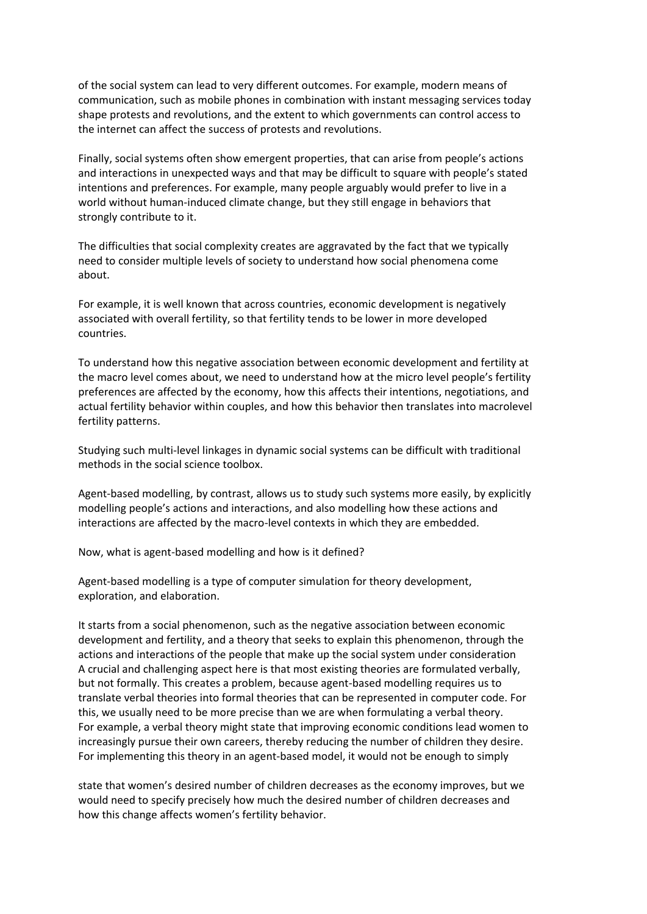of the social system can lead to very different outcomes. For example, modern means of communication, such as mobile phones in combination with instant messaging services today shape protests and revolutions, and the extent to which governments can control access to the internet can affect the success of protests and revolutions.

Finally, social systems often show emergent properties, that can arise from people's actions and interactions in unexpected ways and that may be difficult to square with people's stated intentions and preferences. For example, many people arguably would prefer to live in a world without human-induced climate change, but they still engage in behaviors that strongly contribute to it.

The difficulties that social complexity creates are aggravated by the fact that we typically need to consider multiple levels of society to understand how social phenomena come about.

For example, it is well known that across countries, economic development is negatively associated with overall fertility, so that fertility tends to be lower in more developed countries.

To understand how this negative association between economic development and fertility at the macro level comes about, we need to understand how at the micro level people's fertility preferences are affected by the economy, how this affects their intentions, negotiations, and actual fertility behavior within couples, and how this behavior then translates into macrolevel fertility patterns.

Studying such multi-level linkages in dynamic social systems can be difficult with traditional methods in the social science toolbox.

Agent-based modelling, by contrast, allows us to study such systems more easily, by explicitly modelling people's actions and interactions, and also modelling how these actions and interactions are affected by the macro-level contexts in which they are embedded.

Now, what is agent-based modelling and how is it defined?

Agent-based modelling is a type of computer simulation for theory development, exploration, and elaboration.

It starts from a social phenomenon, such as the negative association between economic development and fertility, and a theory that seeks to explain this phenomenon, through the actions and interactions of the people that make up the social system under consideration
A crucial and challenging aspect here is that most existing theories are formulated verbally, but not formally. This creates a problem, because agent-based modelling requires us to translate verbal theories into formal theories that can be represented in computer code. For this, we usually need to be more precise than we are when formulating a verbal theory.
For example, a verbal theory might state that improving economic conditions lead women to increasingly pursue their own careers, thereby reducing the number of children they desire. For implementing this theory in an agent-based model, it would not be enough to simply state that women's desired number of children decreases as the economy improves, but we would need to specify precisely how much the desired number of children decreases and how this change affects women's fertility behavior.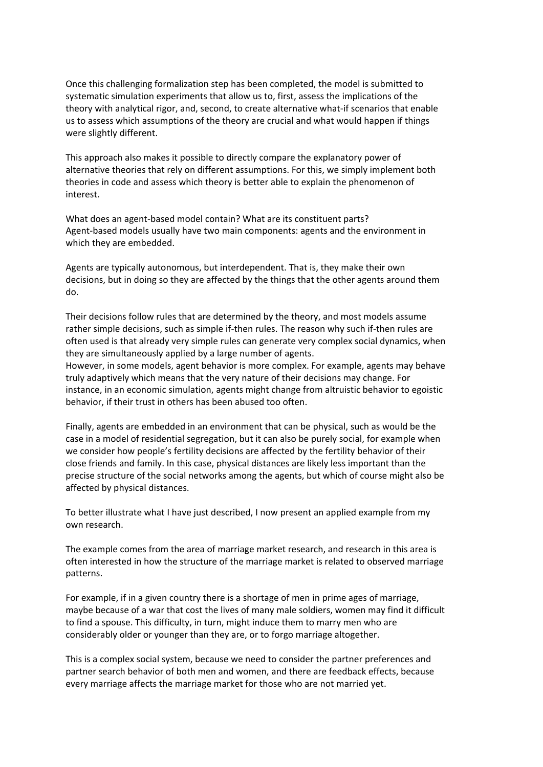Once this challenging formalization step has been completed, the model is submitted to systematic simulation experiments that allow us to, first, assess the implications of the theory with analytical rigor, and, second, to create alternative what-if scenarios that enable us to assess which assumptions of the theory are crucial and what would happen if things were slightly different.

This approach also makes it possible to directly compare the explanatory power of alternative theories that rely on different assumptions. For this, we simply implement both theories in code and assess which theory is better able to explain the phenomenon of interest.

What does an agent-based model contain? What are its constituent parts?
Agent-based models usually have two main components: agents and the environment in which they are embedded.

Agents are typically autonomous, but interdependent. That is, they make their own decisions, but in doing so they are affected by the things that the other agents around them do.

Their decisions follow rules that are determined by the theory, and most models assume rather simple decisions, such as simple if-then rules. The reason why such if-then rules are often used is that already very simple rules can generate very complex social dynamics, when they are simultaneously applied by a large number of agents.
However, in some models, agent behavior is more complex. For example, agents may behave truly adaptively which means that the very nature of their decisions may change. For instance, in an economic simulation, agents might change from altruistic behavior to egoistic behavior, if their trust in others has been abused too often.

Finally, agents are embedded in an environment that can be physical, such as would be the case in a model of residential segregation, but it can also be purely social, for example when we consider how people's fertility decisions are affected by the fertility behavior of their close friends and family. In this case, physical distances are likely less important than the precise structure of the social networks among the agents, but which of course might also be affected by physical distances.

To better illustrate what I have just described, I now present an applied example from my own research.

The example comes from the area of marriage market research, and research in this area is often interested in how the structure of the marriage market is related to observed marriage patterns.

For example, if in a given country there is a shortage of men in prime ages of marriage, maybe because of a war that cost the lives of many male soldiers, women may find it difficult to find a spouse. This difficulty, in turn, might induce them to marry men who are considerably older or younger than they are, or to forgo marriage altogether.

This is a complex social system, because we need to consider the partner preferences and partner search behavior of both men and women, and there are feedback effects, because every marriage affects the marriage market for those who are not married yet.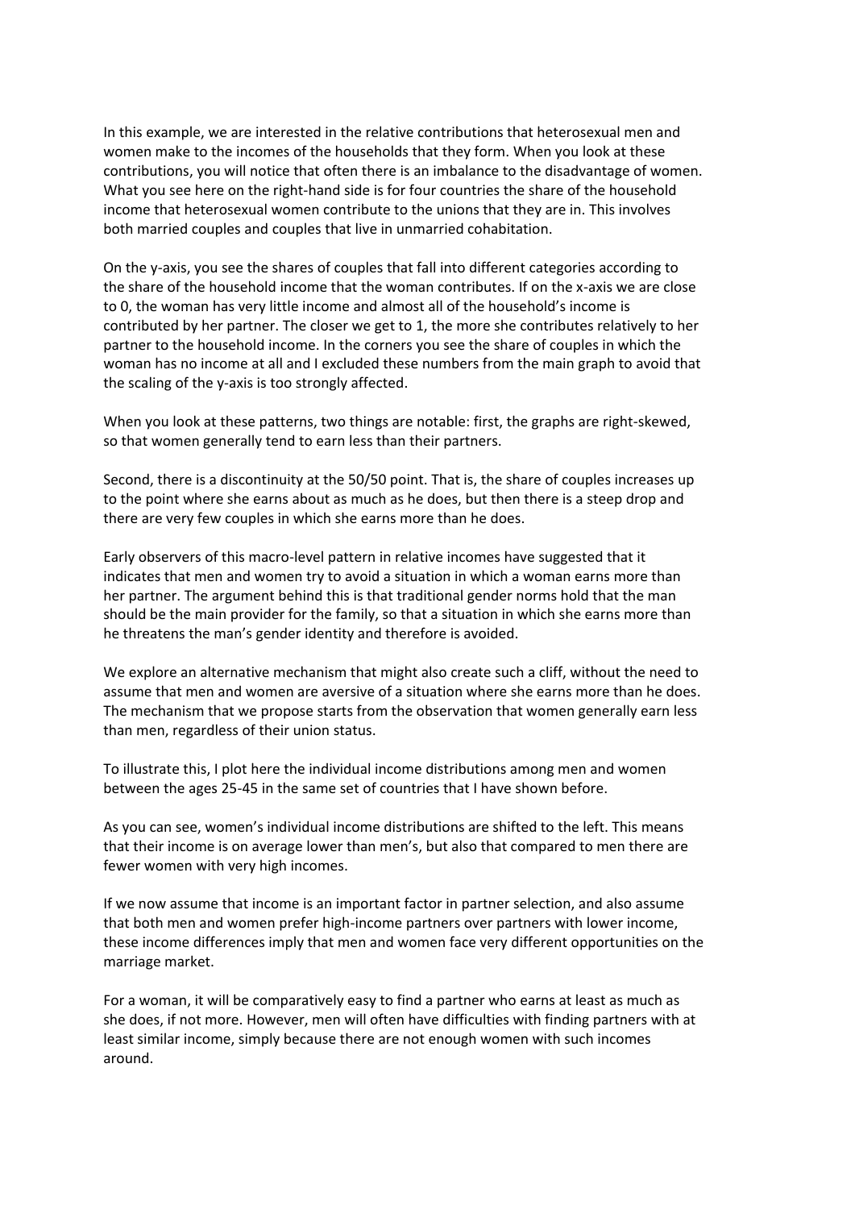In this example, we are interested in the relative contributions that heterosexual men and women make to the incomes of the households that they form. When you look at these contributions, you will notice that often there is an imbalance to the disadvantage of women. What you see here on the right-hand side is for four countries the share of the household income that heterosexual women contribute to the unions that they are in. This involves both married couples and couples that live in unmarried cohabitation.

On the y-axis, you see the shares of couples that fall into different categories according to the share of the household income that the woman contributes. If on the x-axis we are close to 0, the woman has very little income and almost all of the household's income is contributed by her partner. The closer we get to 1, the more she contributes relatively to her partner to the household income. In the corners you see the share of couples in which the woman has no income at all and I excluded these numbers from the main graph to avoid that the scaling of the y-axis is too strongly affected.

When you look at these patterns, two things are notable: first, the graphs are right-skewed, so that women generally tend to earn less than their partners.

Second, there is a discontinuity at the 50/50 point. That is, the share of couples increases up to the point where she earns about as much as he does, but then there is a steep drop and there are very few couples in which she earns more than he does.

Early observers of this macro-level pattern in relative incomes have suggested that it indicates that men and women try to avoid a situation in which a woman earns more than her partner. The argument behind this is that traditional gender norms hold that the man should be the main provider for the family, so that a situation in which she earns more than he threatens the man's gender identity and therefore is avoided.

We explore an alternative mechanism that might also create such a cliff, without the need to assume that men and women are aversive of a situation where she earns more than he does. The mechanism that we propose starts from the observation that women generally earn less than men, regardless of their union status.

To illustrate this, I plot here the individual income distributions among men and women between the ages 25-45 in the same set of countries that I have shown before.

As you can see, women's individual income distributions are shifted to the left. This means that their income is on average lower than men's, but also that compared to men there are fewer women with very high incomes.

If we now assume that income is an important factor in partner selection, and also assume that both men and women prefer high-income partners over partners with lower income, these income differences imply that men and women face very different opportunities on the marriage market.

For a woman, it will be comparatively easy to find a partner who earns at least as much as she does, if not more. However, men will often have difficulties with finding partners with at least similar income, simply because there are not enough women with such incomes around.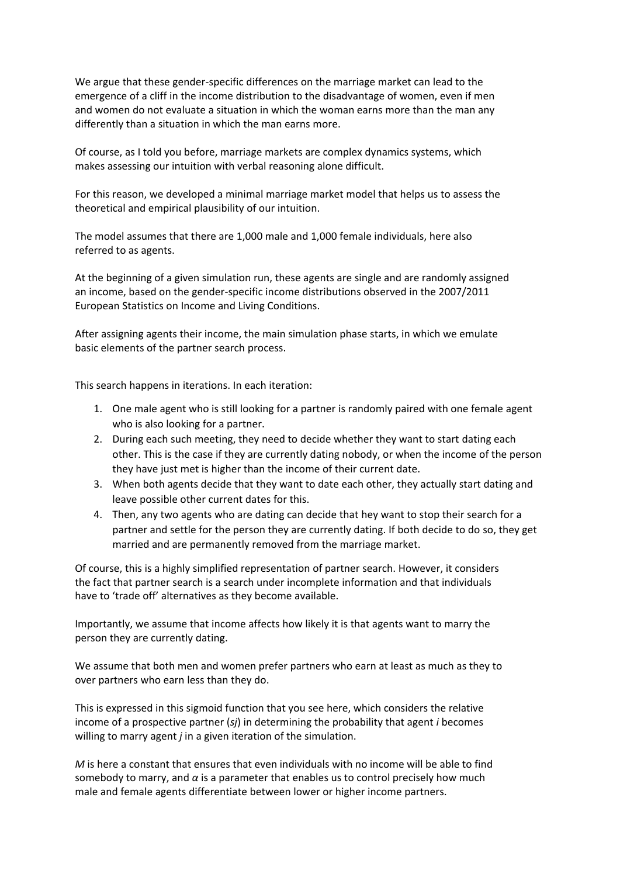We argue that these gender-specific differences on the marriage market can lead to the emergence of a cliff in the income distribution to the disadvantage of women, even if men and women do not evaluate a situation in which the woman earns more than the man any differently than a situation in which the man earns more.

Of course, as I told you before, marriage markets are complex dynamics systems, which makes assessing our intuition with verbal reasoning alone difficult.

For this reason, we developed a minimal marriage market model that helps us to assess the theoretical and empirical plausibility of our intuition.

The model assumes that there are 1,000 male and 1,000 female individuals, here also referred to as agents.

At the beginning of a given simulation run, these agents are single and are randomly assigned an income, based on the gender-specific income distributions observed in the 2007/2011 European Statistics on Income and Living Conditions.

After assigning agents their income, the main simulation phase starts, in which we emulate basic elements of the partner search process.

This search happens in iterations. In each iteration:

1. One male agent who is still looking for a partner is randomly paired with one female agent who is also looking for a partner.
2. During each such meeting, they need to decide whether they want to start dating each other. This is the case if they are currently dating nobody, or when the income of the person they have just met is higher than the income of their current date.
3. When both agents decide that they want to date each other, they actually start dating and leave possible other current dates for this.
4. Then, any two agents who are dating can decide that hey want to stop their search for a partner and settle for the person they are currently dating. If both decide to do so, they get married and are permanently removed from the marriage market.

Of course, this is a highly simplified representation of partner search. However, it considers the fact that partner search is a search under incomplete information and that individuals have to 'trade off' alternatives as they become available.

Importantly, we assume that income affects how likely it is that agents want to marry the person they are currently dating.

We assume that both men and women prefer partners who earn at least as much as they to over partners who earn less than they do.

This is expressed in this sigmoid function that you see here, which considers the relative income of a prospective partner ($s_j$) in determining the probability that agent $i$ becomes willing to marry agent $j$ in a given iteration of the simulation.

$M$ is here a constant that ensures that even individuals with no income will be able to find somebody to marry, and $\alpha$ is a parameter that enables us to control precisely how much male and female agents differentiate between lower or higher income partners.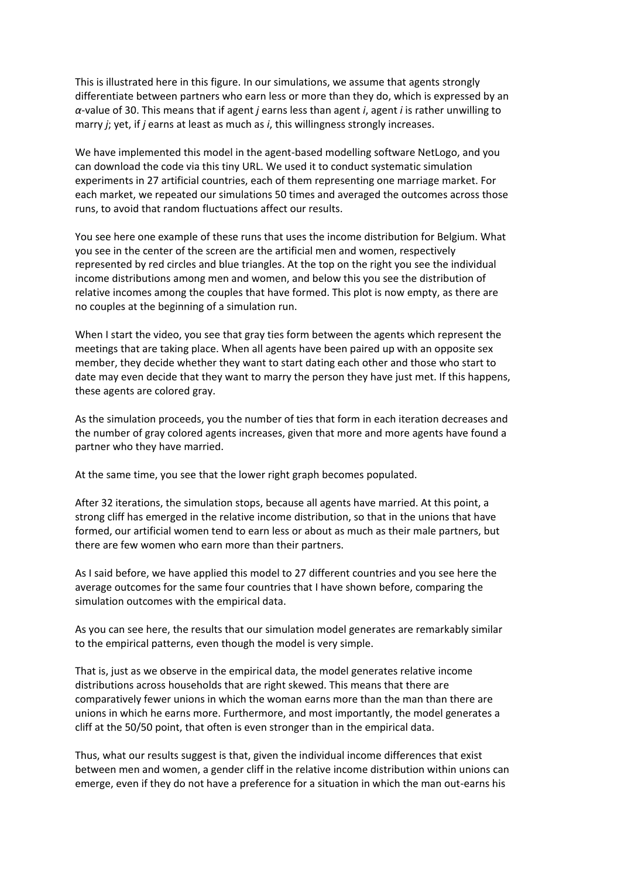This is illustrated here in this figure. In our simulations, we assume that agents strongly differentiate between partners who earn less or more than they do, which is expressed by an $\alpha$-value of 30. This means that if agent $j$ earns less than agent $i$, agent $i$ is rather unwilling to marry $j$; yet, if $j$ earns at least as much as $i$, this willingness strongly increases.

We have implemented this model in the agent-based modelling software NetLogo, and you can download the code via this tiny URL. We used it to conduct systematic simulation experiments in 27 artificial countries, each of them representing one marriage market. For each market, we repeated our simulations 50 times and averaged the outcomes across those runs, to avoid that random fluctuations affect our results.

You see here one example of these runs that uses the income distribution for Belgium. What you see in the center of the screen are the artificial men and women, respectively represented by red circles and blue triangles. At the top on the right you see the individual income distributions among men and women, and below this you see the distribution of relative incomes among the couples that have formed. This plot is now empty, as there are no couples at the beginning of a simulation run.

When I start the video, you see that gray ties form between the agents which represent the meetings that are taking place. When all agents have been paired up with an opposite sex member, they decide whether they want to start dating each other and those who start to date may even decide that they want to marry the person they have just met. If this happens, these agents are colored gray.

As the simulation proceeds, you the number of ties that form in each iteration decreases and the number of gray colored agents increases, given that more and more agents have found a partner who they have married.

At the same time, you see that the lower right graph becomes populated.

After 32 iterations, the simulation stops, because all agents have married. At this point, a strong cliff has emerged in the relative income distribution, so that in the unions that have formed, our artificial women tend to earn less or about as much as their male partners, but there are few women who earn more than their partners.

As I said before, we have applied this model to 27 different countries and you see here the average outcomes for the same four countries that I have shown before, comparing the simulation outcomes with the empirical data.

As you can see here, the results that our simulation model generates are remarkably similar to the empirical patterns, even though the model is very simple.

That is, just as we observe in the empirical data, the model generates relative income distributions across households that are right skewed. This means that there are comparatively fewer unions in which the woman earns more than the man than there are unions in which he earns more. Furthermore, and most importantly, the model generates a cliff at the 50/50 point, that often is even stronger than in the empirical data.

Thus, what our results suggest is that, given the individual income differences that exist between men and women, a gender cliff in the relative income distribution within unions can emerge, even if they do not have a preference for a situation in which the man out-earns his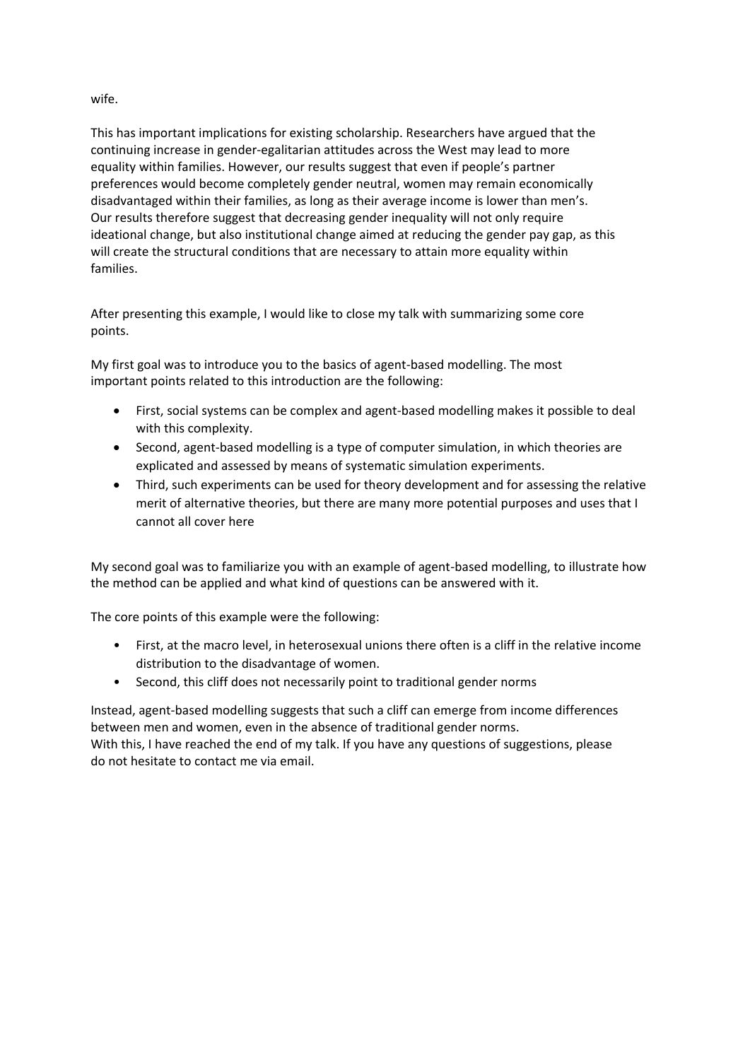wife.

This has important implications for existing scholarship. Researchers have argued that the continuing increase in gender-egalitarian attitudes across the West may lead to more equality within families. However, our results suggest that even if people's partner preferences would become completely gender neutral, women may remain economically disadvantaged within their families, as long as their average income is lower than men's. Our results therefore suggest that decreasing gender inequality will not only require ideational change, but also institutional change aimed at reducing the gender pay gap, as this will create the structural conditions that are necessary to attain more equality within families.

After presenting this example, I would like to close my talk with summarizing some core points.

My first goal was to introduce you to the basics of agent-based modelling. The most important points related to this introduction are the following:

- First, social systems can be complex and agent-based modelling makes it possible to deal with this complexity.
- Second, agent-based modelling is a type of computer simulation, in which theories are explicated and assessed by means of systematic simulation experiments.
- Third, such experiments can be used for theory development and for assessing the relative merit of alternative theories, but there are many more potential purposes and uses that I cannot all cover here

My second goal was to familiarize you with an example of agent-based modelling, to illustrate how the method can be applied and what kind of questions can be answered with it.

The core points of this example were the following:

- First, at the macro level, in heterosexual unions there often is a cliff in the relative income distribution to the disadvantage of women.
- Second, this cliff does not necessarily point to traditional gender norms

Instead, agent-based modelling suggests that such a cliff can emerge from income differences between men and women, even in the absence of traditional gender norms.
With this, I have reached the end of my talk. If you have any questions of suggestions, please do not hesitate to contact me via email.